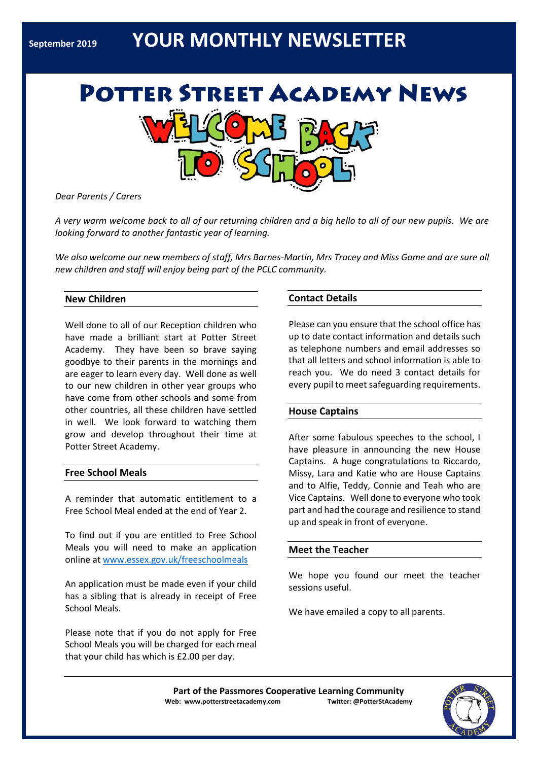September 2019

# YOUR MONTHLY NEWSLETTER

# Potter Street Academy News

WELCOME BACK TO SCHOOL

*Dear Parents / Carers*

*A very warm welcome back to all of our returning children and a big hello to all of our new pupils. We are looking forward to another fantastic year of learning.*

*We also welcome our new members of staff, Mrs Barnes-Martin, Mrs Tracey and Miss Game and are sure all new children and staff will enjoy being part of the PCLC community.*

## New Children

Well done to all of our Reception children who have made a brilliant start at Potter Street Academy. They have been so brave saying goodbye to their parents in the mornings and are eager to learn every day. Well done as well to our new children in other year groups who have come from other schools and some from other countries, all these children have settled in well. We look forward to watching them grow and develop throughout their time at Potter Street Academy.

## Free School Meals

A reminder that automatic entitlement to a Free School Meal ended at the end of Year 2.

To find out if you are entitled to Free School Meals you will need to make an application online at [www.essex.gov.uk/freeschoolmeals](http://www.essex.gov.uk/freeschoolmeals)

An application must be made even if your child has a sibling that is already in receipt of Free School Meals.

Please note that if you do not apply for Free School Meals you will be charged for each meal that your child has which is £2.00 per day.

## Contact Details

Please can you ensure that the school office has up to date contact information and details such as telephone numbers and email addresses so that all letters and school information is able to reach you. We do need 3 contact details for every pupil to meet safeguarding requirements.

## House Captains

After some fabulous speeches to the school, I have pleasure in announcing the new House Captains. A huge congratulations to Riccardo, Missy, Lara and Katie who are House Captains and to Alfie, Teddy, Connie and Teah who are Vice Captains. Well done to everyone who took part and had the courage and resilience to stand up and speak in front of everyone.

## Meet the Teacher

We hope you found our meet the teacher sessions useful.

We have emailed a copy to all parents.

**Part of the Passmores Cooperative Learning Community**
**Web: www.potterstreetacademy.com** **Twitter: @PotterStAcademy**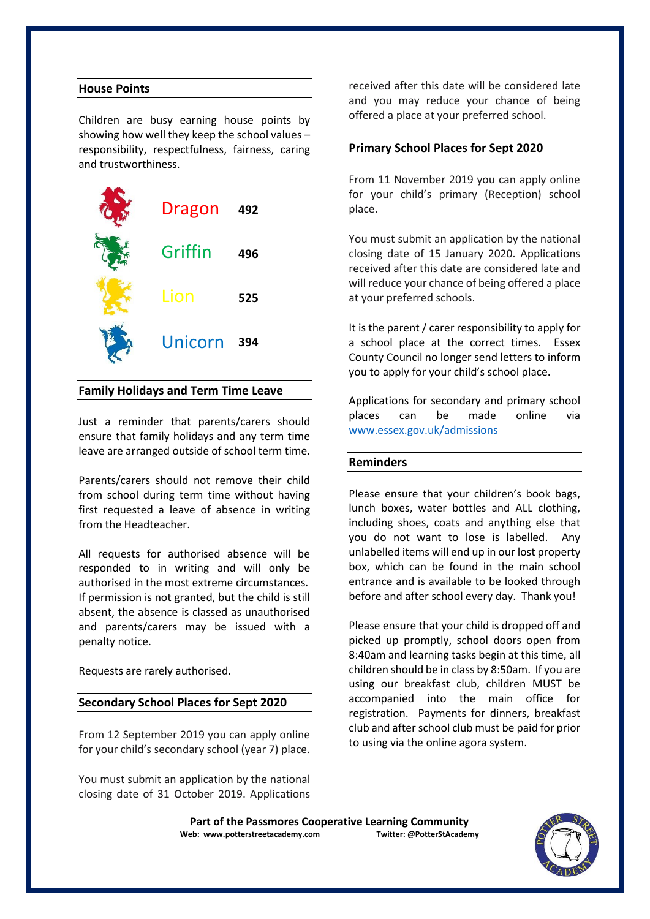## House Points

Children are busy earning house points by showing how well they keep the school values – responsibility, respectfulness, fairness, caring and trustworthiness.

| House | Points |
|---|---|
| Dragon | 492 |
| Griffin | 496 |
| Lion | 525 |
| Unicorn | 394 |

## Family Holidays and Term Time Leave

Just a reminder that parents/carers should ensure that family holidays and any term time leave are arranged outside of school term time.

Parents/carers should not remove their child from school during term time without having first requested a leave of absence in writing from the Headteacher.

All requests for authorised absence will be responded to in writing and will only be authorised in the most extreme circumstances. If permission is not granted, but the child is still absent, the absence is classed as unauthorised and parents/carers may be issued with a penalty notice.

Requests are rarely authorised.

## Secondary School Places for Sept 2020

From 12 September 2019 you can apply online for your child's secondary school (year 7) place.

You must submit an application by the national closing date of 31 October 2019. Applications received after this date will be considered late and you may reduce your chance of being offered a place at your preferred school.

## Primary School Places for Sept 2020

From 11 November 2019 you can apply online for your child's primary (Reception) school place.

You must submit an application by the national closing date of 15 January 2020. Applications received after this date are considered late and will reduce your chance of being offered a place at your preferred schools.

It is the parent / carer responsibility to apply for a school place at the correct times. Essex County Council no longer send letters to inform you to apply for your child's school place.

Applications for secondary and primary school places can be made online via www.essex.gov.uk/admissions

## Reminders

Please ensure that your children's book bags, lunch boxes, water bottles and ALL clothing, including shoes, coats and anything else that you do not want to lose is labelled. Any unlabelled items will end up in our lost property box, which can be found in the main school entrance and is available to be looked through before and after school every day. Thank you!

Please ensure that your child is dropped off and picked up promptly, school doors open from 8:40am and learning tasks begin at this time, all children should be in class by 8:50am. If you are using our breakfast club, children MUST be accompanied into the main office for registration. Payments for dinners, breakfast club and after school club must be paid for prior to using via the online agora system.

**Part of the Passmores Cooperative Learning Community**
**Web: www.potterstreetacademy.com** **Twitter: @PotterStAcademy**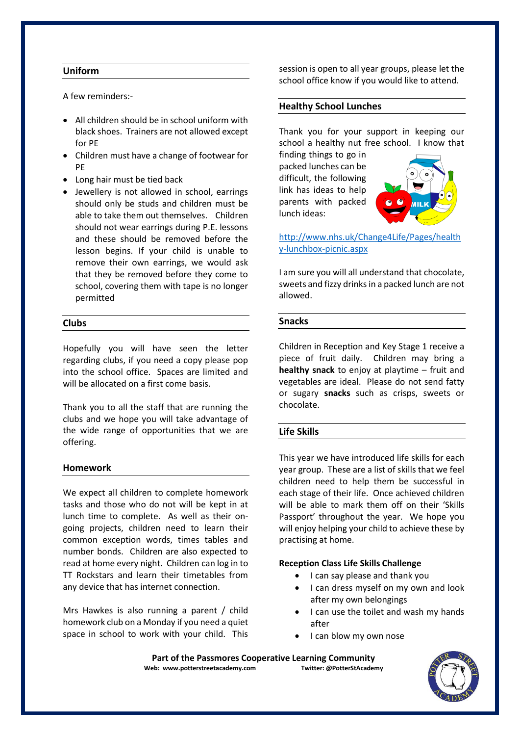## Uniform

A few reminders:-

- All children should be in school uniform with black shoes. Trainers are not allowed except for PE
- Children must have a change of footwear for PE
- Long hair must be tied back
- Jewellery is not allowed in school, earrings should only be studs and children must be able to take them out themselves. Children should not wear earrings during P.E. lessons and these should be removed before the lesson begins. If your child is unable to remove their own earrings, we would ask that they be removed before they come to school, covering them with tape is no longer permitted

## Clubs

Hopefully you will have seen the letter regarding clubs, if you need a copy please pop into the school office. Spaces are limited and will be allocated on a first come basis.

Thank you to all the staff that are running the clubs and we hope you will take advantage of the wide range of opportunities that we are offering.

## Homework

We expect all children to complete homework tasks and those who do not will be kept in at lunch time to complete. As well as their on-going projects, children need to learn their common exception words, times tables and number bonds. Children are also expected to read at home every night. Children can log in to TT Rockstars and learn their timetables from any device that has internet connection.

Mrs Hawkes is also running a parent / child homework club on a Monday if you need a quiet space in school to work with your child. This session is open to all year groups, please let the school office know if you would like to attend.

## Healthy School Lunches

Thank you for your support in keeping our school a healthy nut free school. I know that finding things to go in packed lunches can be difficult, the following link has ideas to help parents with packed lunch ideas:

http://www.nhs.uk/Change4Life/Pages/healthy-lunchbox-picnic.aspx

I am sure you will all understand that chocolate, sweets and fizzy drinks in a packed lunch are not allowed.

## Snacks

Children in Reception and Key Stage 1 receive a piece of fruit daily. Children may bring a **healthy snack** to enjoy at playtime – fruit and vegetables are ideal. Please do not send fatty or sugary **snacks** such as crisps, sweets or chocolate.

## Life Skills

This year we have introduced life skills for each year group. These are a list of skills that we feel children need to help them be successful in each stage of their life. Once achieved children will be able to mark them off on their 'Skills Passport' throughout the year. We hope you will enjoy helping your child to achieve these by practising at home.

**Reception Class Life Skills Challenge**

- I can say please and thank you
- I can dress myself on my own and look after my own belongings
- I can use the toilet and wash my hands after
- I can blow my own nose

**Part of the Passmores Cooperative Learning Community**

**Web: www.potterstreetacademy.com** **Twitter: @PotterStAcademy**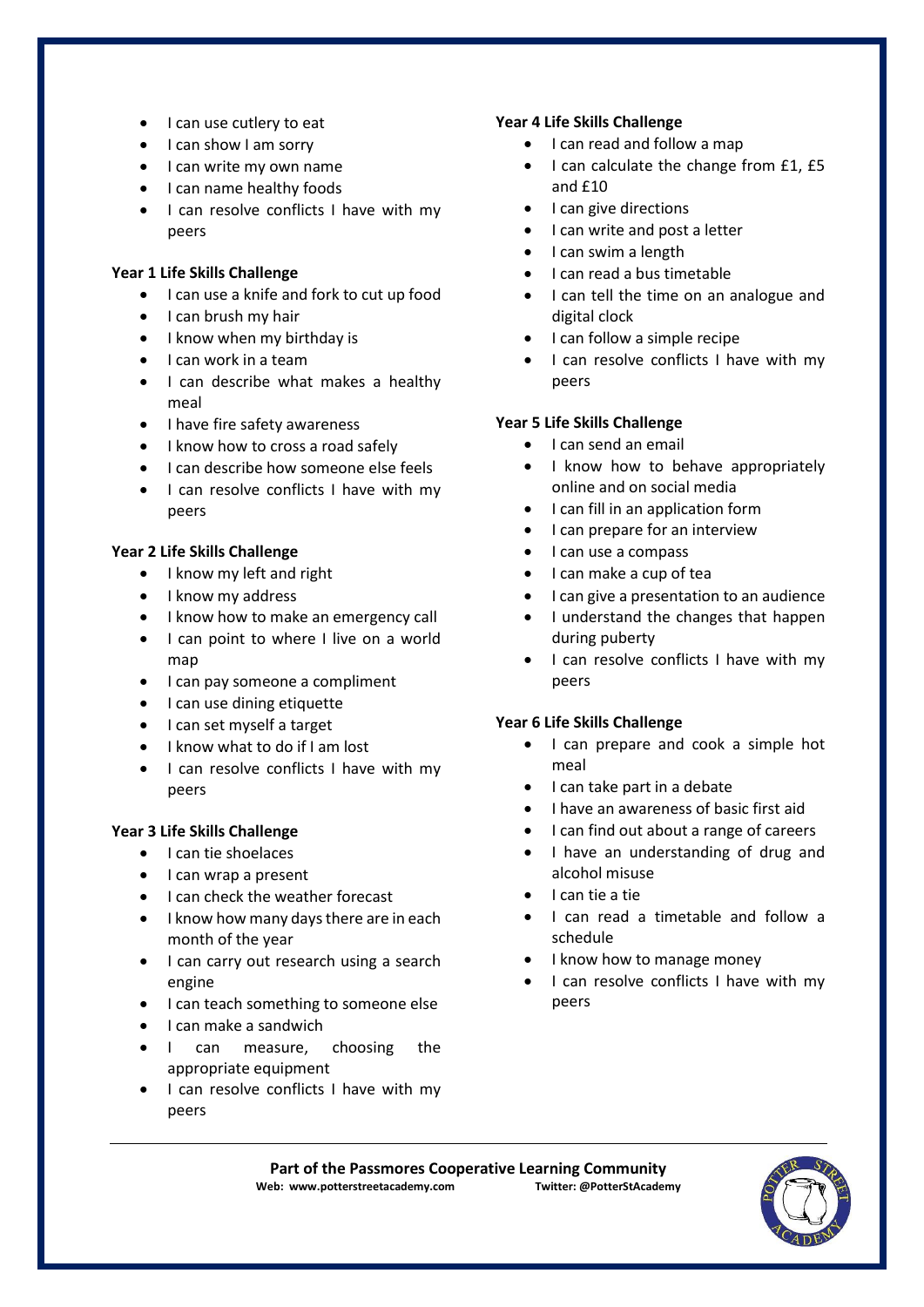- I can use cutlery to eat
- I can show I am sorry
- I can write my own name
- I can name healthy foods
- I can resolve conflicts I have with my peers

**Year 1 Life Skills Challenge**

- I can use a knife and fork to cut up food
- I can brush my hair
- I know when my birthday is
- I can work in a team
- I can describe what makes a healthy meal
- I have fire safety awareness
- I know how to cross a road safely
- I can describe how someone else feels
- I can resolve conflicts I have with my peers

**Year 2 Life Skills Challenge**

- I know my left and right
- I know my address
- I know how to make an emergency call
- I can point to where I live on a world map
- I can pay someone a compliment
- I can use dining etiquette
- I can set myself a target
- I know what to do if I am lost
- I can resolve conflicts I have with my peers

**Year 3 Life Skills Challenge**

- I can tie shoelaces
- I can wrap a present
- I can check the weather forecast
- I know how many days there are in each month of the year
- I can carry out research using a search engine
- I can teach something to someone else
- I can make a sandwich
- I can measure, choosing the appropriate equipment
- I can resolve conflicts I have with my peers

**Year 4 Life Skills Challenge**

- I can read and follow a map
- I can calculate the change from £1, £5 and £10
- I can give directions
- I can write and post a letter
- I can swim a length
- I can read a bus timetable
- I can tell the time on an analogue and digital clock
- I can follow a simple recipe
- I can resolve conflicts I have with my peers

**Year 5 Life Skills Challenge**

- I can send an email
- I know how to behave appropriately online and on social media
- I can fill in an application form
- I can prepare for an interview
- I can use a compass
- I can make a cup of tea
- I can give a presentation to an audience
- I understand the changes that happen during puberty
- I can resolve conflicts I have with my peers

**Year 6 Life Skills Challenge**

- I can prepare and cook a simple hot meal
- I can take part in a debate
- I have an awareness of basic first aid
- I can find out about a range of careers
- I have an understanding of drug and alcohol misuse
- I can tie a tie
- I can read a timetable and follow a schedule
- I know how to manage money
- I can resolve conflicts I have with my peers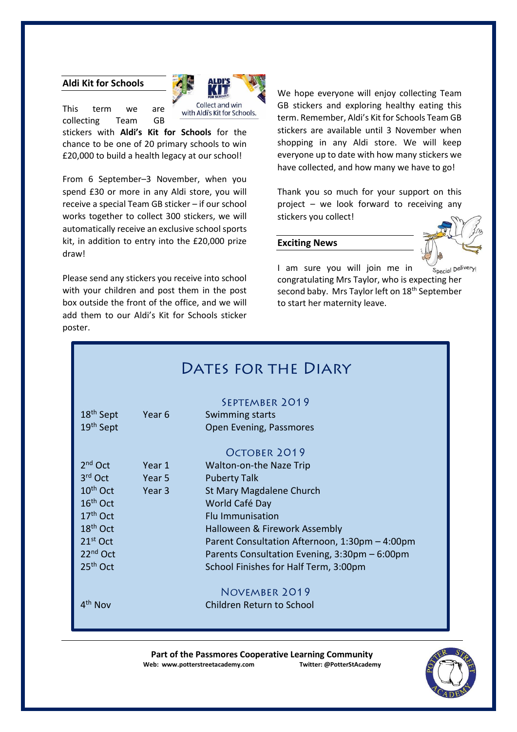## Aldi Kit for Schools

This term we are collecting Team GB stickers with **Aldi's Kit for Schools** for the chance to be one of 20 primary schools to win £20,000 to build a health legacy at our school!

From 6 September–3 November, when you spend £30 or more in any Aldi store, you will receive a special Team GB sticker – if our school works together to collect 300 stickers, we will automatically receive an exclusive school sports kit, in addition to entry into the £20,000 prize draw!

Please send any stickers you receive into school with your children and post them in the post box outside the front of the office, and we will add them to our Aldi's Kit for Schools sticker poster.

We hope everyone will enjoy collecting Team GB stickers and exploring healthy eating this term. Remember, Aldi's Kit for Schools Team GB stickers are available until 3 November when shopping in any Aldi store. We will keep everyone up to date with how many stickers we have collected, and how many we have to go!

Thank you so much for your support on this project – we look forward to receiving any stickers you collect!

## Exciting News

I am sure you will join me in congratulating Mrs Taylor, who is expecting her second baby. Mrs Taylor left on 18th September to start her maternity leave.

## Dates for the Diary

### September 2019

| | | |
|---|---|---|
| 18th Sept | Year 6 | Swimming starts |
| 19th Sept | | Open Evening, Passmores |

### October 2019

| | | |
|---|---|---|
| 2nd Oct | Year 1 | Walton-on-the Naze Trip |
| 3rd Oct | Year 5 | Puberty Talk |
| 10th Oct | Year 3 | St Mary Magdalene Church |
| 16th Oct | | World Café Day |
| 17th Oct | | Flu Immunisation |
| 18th Oct | | Halloween & Firework Assembly |
| 21st Oct | | Parent Consultation Afternoon, 1:30pm – 4:00pm |
| 22nd Oct | | Parents Consultation Evening, 3:30pm – 6:00pm |
| 25th Oct | | School Finishes for Half Term, 3:00pm |

### November 2019

| | | |
|---|---|---|
| 4th Nov | | Children Return to School |

**Part of the Passmores Cooperative Learning Community**
**Web: www.potterstreetacademy.com** **Twitter: @PotterStAcademy**